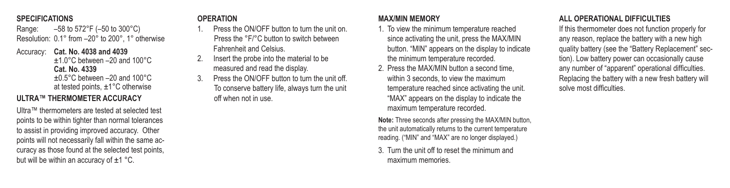## SPECIFICATIONS

Range: –58 to 572°F (–50 to 300°C)
Resolution: 0.1° from –20° to 200°, 1° otherwise

Accuracy: **Cat. No. 4038 and 4039**
±1.0°C between –20 and 100°C
**Cat. No. 4339**
±0.5°C between –20 and 100°C
at tested points, ±1°C otherwise

## ULTRA™ THERMOMETER ACCURACY

Ultra™ thermometers are tested at selected test points to be within tighter than normal tolerances to assist in providing improved accuracy. Other points will not necessarily fall within the same accuracy as those found at the selected test points, but will be within an accuracy of ±1 °C.

## OPERATION

1. Press the ON/OFF button to turn the unit on. Press the °F/°C button to switch between Fahrenheit and Celsius.
2. Insert the probe into the material to be measured and read the display.
3. Press the ON/OFF button to turn the unit off. To conserve battery life, always turn the unit off when not in use.

## MAX/MIN MEMORY

1. To view the minimum temperature reached since activating the unit, press the MAX/MIN button. "MIN" appears on the display to indicate the minimum temperature recorded.
2. Press the MAX/MIN button a second time, within 3 seconds, to view the maximum temperature reached since activating the unit. "MAX" appears on the display to indicate the maximum temperature recorded.

**Note:** Three seconds after pressing the MAX/MIN button, the unit automatically returns to the current temperature reading. ("MIN" and "MAX" are no longer displayed.)

3. Turn the unit off to reset the minimum and maximum memories.

## ALL OPERATIONAL DIFFICULTIES

If this thermometer does not function properly for any reason, replace the battery with a new high quality battery (see the "Battery Replacement" section). Low battery power can occasionally cause any number of "apparent" operational difficulties. Replacing the battery with a new fresh battery will solve most difficulties.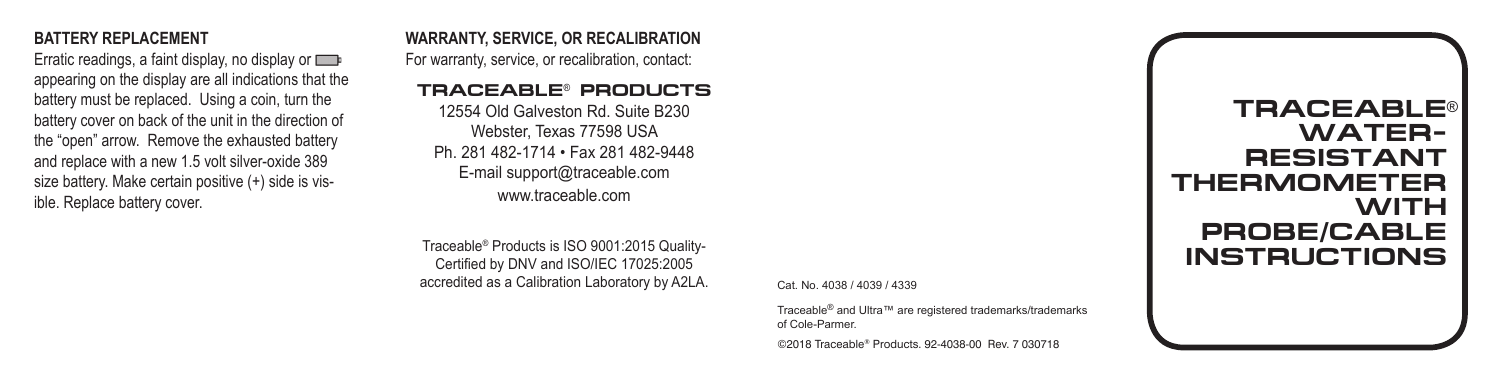## BATTERY REPLACEMENT

Erratic readings, a faint display, no display or ▭ appearing on the display are all indications that the battery must be replaced. Using a coin, turn the battery cover on back of the unit in the direction of the "open" arrow. Remove the exhausted battery and replace with a new 1.5 volt silver-oxide 389 size battery. Make certain positive (+) side is visible. Replace battery cover.

## WARRANTY, SERVICE, OR RECALIBRATION

For warranty, service, or recalibration, contact:

**TRACEABLE® PRODUCTS**

12554 Old Galveston Rd. Suite B230
Webster, Texas 77598 USA
Ph. 281 482-1714 • Fax 281 482-9448
E-mail support@traceable.com
www.traceable.com

Traceable® Products is ISO 9001:2015 Quality-Certified by DNV and ISO/IEC 17025:2005 accredited as a Calibration Laboratory by A2LA.

Cat. No. 4038 / 4039 / 4339

Traceable® and Ultra™ are registered trademarks/trademarks of Cole-Parmer.

©2018 Traceable® Products. 92-4038-00 Rev. 7 030718

# TRACEABLE® WATER-RESISTANT THERMOMETER WITH PROBE/CABLE INSTRUCTIONS